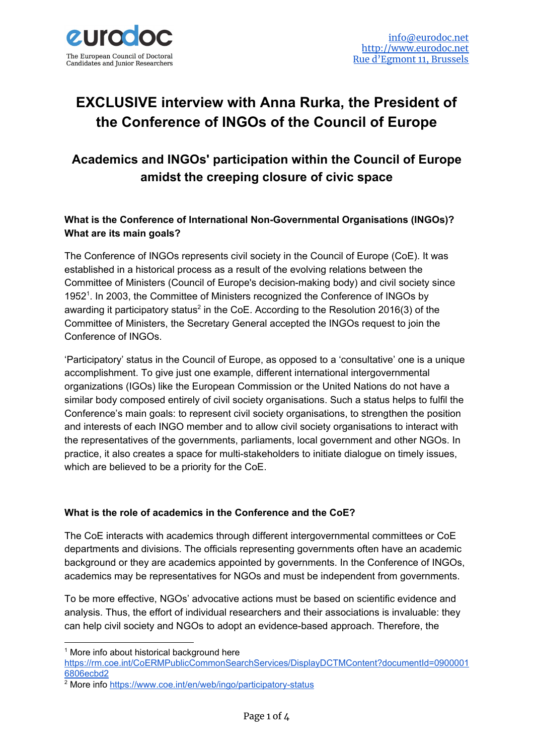# EXCLUSIVE interview with Anna Rurka, the President of the Conference of INGOs of the Council of Europe

## Academics and INGOs' participation within the Council of Europe amidst the creeping closure of civic space

**What is the Conference of International Non-Governmental Organisations (INGOs)? What are its main goals?**

The Conference of INGOs represents civil society in the Council of Europe (CoE). It was established in a historical process as a result of the evolving relations between the Committee of Ministers (Council of Europe's decision-making body) and civil society since 1952[1]. In 2003, the Committee of Ministers recognized the Conference of INGOs by awarding it participatory status[2] in the CoE. According to the Resolution 2016(3) of the Committee of Ministers, the Secretary General accepted the INGOs request to join the Conference of INGOs.

'Participatory' status in the Council of Europe, as opposed to a 'consultative' one is a unique accomplishment. To give just one example, different international intergovernmental organizations (IGOs) like the European Commission or the United Nations do not have a similar body composed entirely of civil society organisations. Such a status helps to fulfil the Conference's main goals: to represent civil society organisations, to strengthen the position and interests of each INGO member and to allow civil society organisations to interact with the representatives of the governments, parliaments, local government and other NGOs. In practice, it also creates a space for multi-stakeholders to initiate dialogue on timely issues, which are believed to be a priority for the CoE.

**What is the role of academics in the Conference and the CoE?**

The CoE interacts with academics through different intergovernmental committees or CoE departments and divisions. The officials representing governments often have an academic background or they are academics appointed by governments. In the Conference of INGOs, academics may be representatives for NGOs and must be independent from governments.

To be more effective, NGOs' advocative actions must be based on scientific evidence and analysis. Thus, the effort of individual researchers and their associations is invaluable: they can help civil society and NGOs to adopt an evidence-based approach. Therefore, the

---

[1] More info about historical background here https://rm.coe.int/CoERMPublicCommonSearchServices/DisplayDCTMContent?documentId=09000016806ecbd2

[2] More info https://www.coe.int/en/web/ingo/participatory-status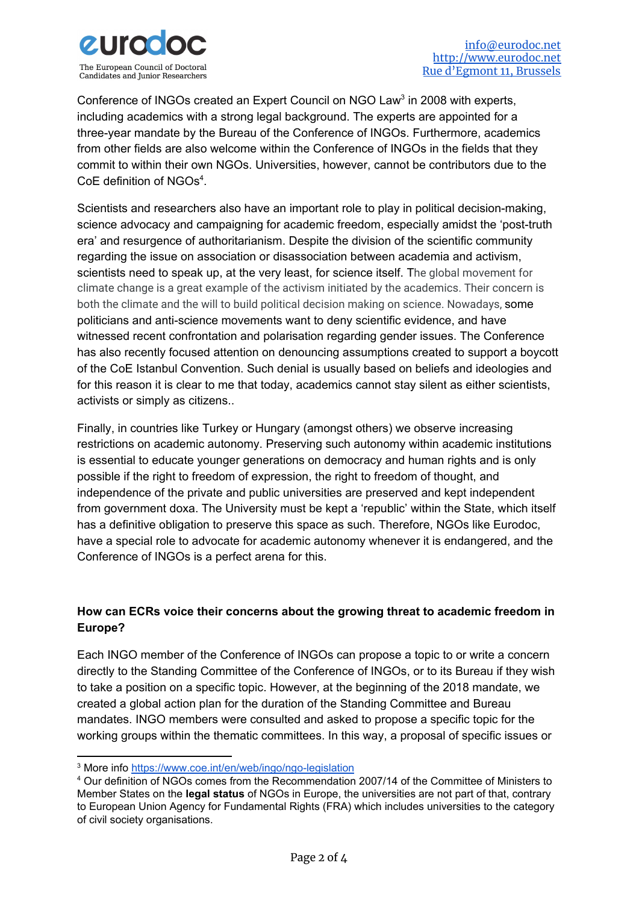Conference of INGOs created an Expert Council on NGO Law[3] in 2008 with experts, including academics with a strong legal background. The experts are appointed for a three-year mandate by the Bureau of the Conference of INGOs. Furthermore, academics from other fields are also welcome within the Conference of INGOs in the fields that they commit to within their own NGOs. Universities, however, cannot be contributors due to the CoE definition of NGOs[4].

Scientists and researchers also have an important role to play in political decision-making, science advocacy and campaigning for academic freedom, especially amidst the 'post-truth era' and resurgence of authoritarianism. Despite the division of the scientific community regarding the issue on association or disassociation between academia and activism, scientists need to speak up, at the very least, for science itself. The global movement for climate change is a great example of the activism initiated by the academics. Their concern is both the climate and the will to build political decision making on science. Nowadays, some politicians and anti-science movements want to deny scientific evidence, and have witnessed recent confrontation and polarisation regarding gender issues. The Conference has also recently focused attention on denouncing assumptions created to support a boycott of the CoE Istanbul Convention. Such denial is usually based on beliefs and ideologies and for this reason it is clear to me that today, academics cannot stay silent as either scientists, activists or simply as citizens..

Finally, in countries like Turkey or Hungary (amongst others) we observe increasing restrictions on academic autonomy. Preserving such autonomy within academic institutions is essential to educate younger generations on democracy and human rights and is only possible if the right to freedom of expression, the right to freedom of thought, and independence of the private and public universities are preserved and kept independent from government doxa. The University must be kept a 'republic' within the State, which itself has a definitive obligation to preserve this space as such. Therefore, NGOs like Eurodoc, have a special role to advocate for academic autonomy whenever it is endangered, and the Conference of INGOs is a perfect arena for this.

**How can ECRs voice their concerns about the growing threat to academic freedom in Europe?**

Each INGO member of the Conference of INGOs can propose a topic to or write a concern directly to the Standing Committee of the Conference of INGOs, or to its Bureau if they wish to take a position on a specific topic. However, at the beginning of the 2018 mandate, we created a global action plan for the duration of the Standing Committee and Bureau mandates. INGO members were consulted and asked to propose a specific topic for the working groups within the thematic committees. In this way, a proposal of specific issues or

---

[3] More info https://www.coe.int/en/web/ingo/ngo-legislation

[4] Our definition of NGOs comes from the Recommendation 2007/14 of the Committee of Ministers to Member States on the **legal status** of NGOs in Europe, the universities are not part of that, contrary to European Union Agency for Fundamental Rights (FRA) which includes universities to the category of civil society organisations.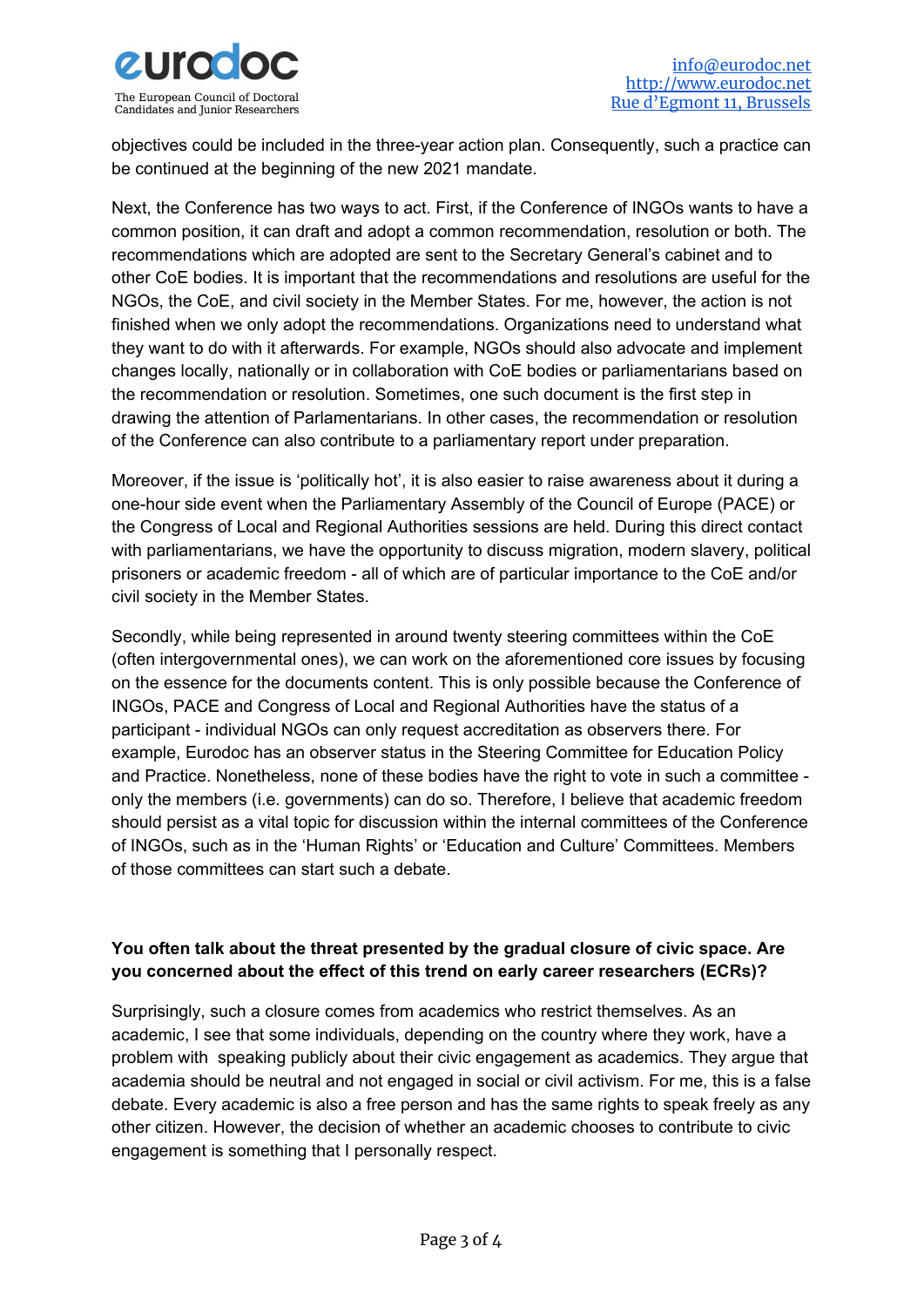objectives could be included in the three-year action plan. Consequently, such a practice can be continued at the beginning of the new 2021 mandate.

Next, the Conference has two ways to act. First, if the Conference of INGOs wants to have a common position, it can draft and adopt a common recommendation, resolution or both. The recommendations which are adopted are sent to the Secretary General's cabinet and to other CoE bodies. It is important that the recommendations and resolutions are useful for the NGOs, the CoE, and civil society in the Member States. For me, however, the action is not finished when we only adopt the recommendations. Organizations need to understand what they want to do with it afterwards. For example, NGOs should also advocate and implement changes locally, nationally or in collaboration with CoE bodies or parliamentarians based on the recommendation or resolution. Sometimes, one such document is the first step in drawing the attention of Parlamentarians. In other cases, the recommendation or resolution of the Conference can also contribute to a parliamentary report under preparation.

Moreover, if the issue is 'politically hot', it is also easier to raise awareness about it during a one-hour side event when the Parliamentary Assembly of the Council of Europe (PACE) or the Congress of Local and Regional Authorities sessions are held. During this direct contact with parliamentarians, we have the opportunity to discuss migration, modern slavery, political prisoners or academic freedom - all of which are of particular importance to the CoE and/or civil society in the Member States.

Secondly, while being represented in around twenty steering committees within the CoE (often intergovernmental ones), we can work on the aforementioned core issues by focusing on the essence for the documents content. This is only possible because the Conference of INGOs, PACE and Congress of Local and Regional Authorities have the status of a participant - individual NGOs can only request accreditation as observers there. For example, Eurodoc has an observer status in the Steering Committee for Education Policy and Practice. Nonetheless, none of these bodies have the right to vote in such a committee - only the members (i.e. governments) can do so. Therefore, I believe that academic freedom should persist as a vital topic for discussion within the internal committees of the Conference of INGOs, such as in the 'Human Rights' or 'Education and Culture' Committees. Members of those committees can start such a debate.

**You often talk about the threat presented by the gradual closure of civic space. Are you concerned about the effect of this trend on early career researchers (ECRs)?**

Surprisingly, such a closure comes from academics who restrict themselves. As an academic, I see that some individuals, depending on the country where they work, have a problem with speaking publicly about their civic engagement as academics. They argue that academia should be neutral and not engaged in social or civil activism. For me, this is a false debate. Every academic is also a free person and has the same rights to speak freely as any other citizen. However, the decision of whether an academic chooses to contribute to civic engagement is something that I personally respect.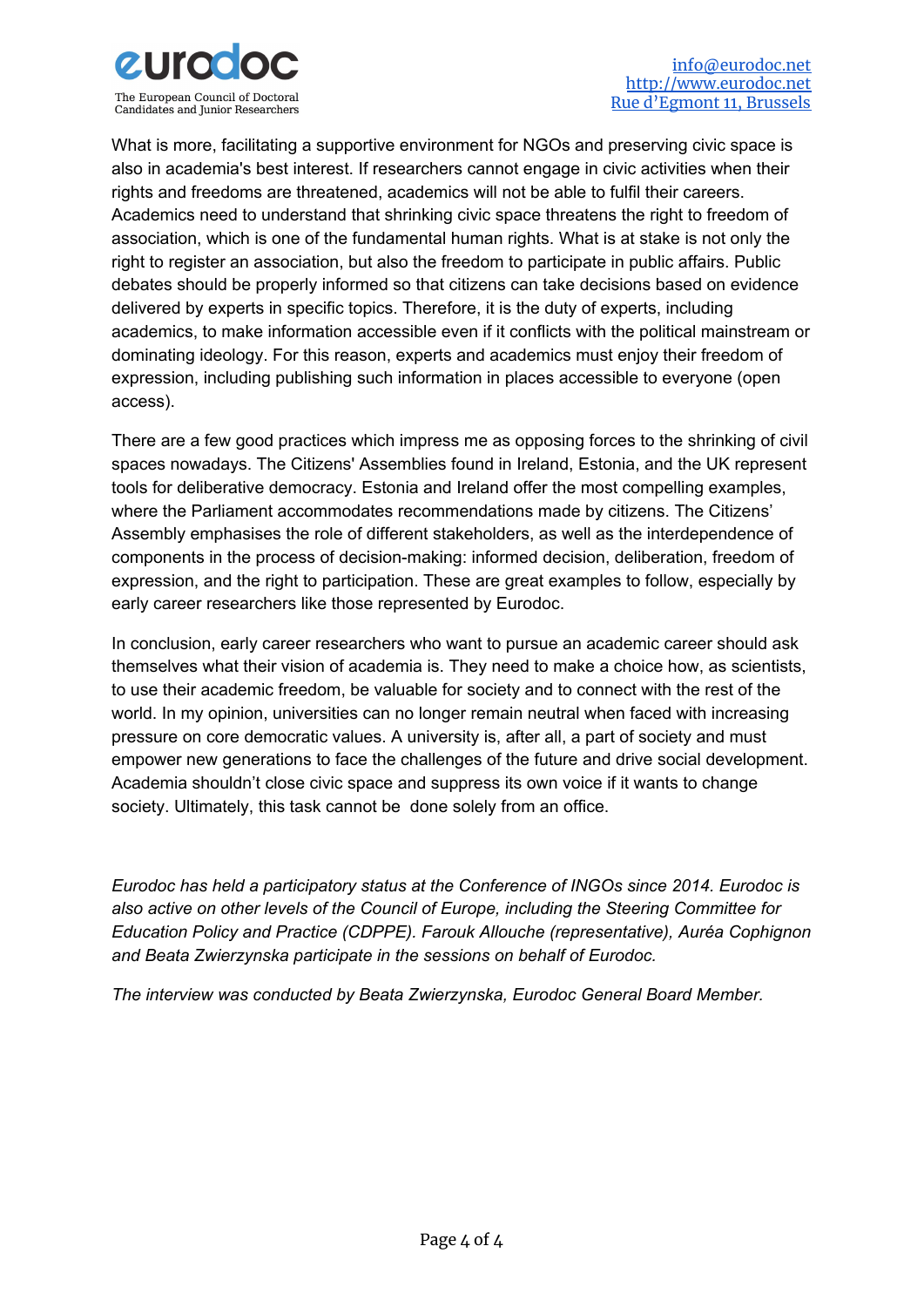What is more, facilitating a supportive environment for NGOs and preserving civic space is also in academia's best interest. If researchers cannot engage in civic activities when their rights and freedoms are threatened, academics will not be able to fulfil their careers. Academics need to understand that shrinking civic space threatens the right to freedom of association, which is one of the fundamental human rights. What is at stake is not only the right to register an association, but also the freedom to participate in public affairs. Public debates should be properly informed so that citizens can take decisions based on evidence delivered by experts in specific topics. Therefore, it is the duty of experts, including academics, to make information accessible even if it conflicts with the political mainstream or dominating ideology. For this reason, experts and academics must enjoy their freedom of expression, including publishing such information in places accessible to everyone (open access).

There are a few good practices which impress me as opposing forces to the shrinking of civil spaces nowadays. The Citizens' Assemblies found in Ireland, Estonia, and the UK represent tools for deliberative democracy. Estonia and Ireland offer the most compelling examples, where the Parliament accommodates recommendations made by citizens. The Citizens' Assembly emphasises the role of different stakeholders, as well as the interdependence of components in the process of decision-making: informed decision, deliberation, freedom of expression, and the right to participation. These are great examples to follow, especially by early career researchers like those represented by Eurodoc.

In conclusion, early career researchers who want to pursue an academic career should ask themselves what their vision of academia is. They need to make a choice how, as scientists, to use their academic freedom, be valuable for society and to connect with the rest of the world. In my opinion, universities can no longer remain neutral when faced with increasing pressure on core democratic values. A university is, after all, a part of society and must empower new generations to face the challenges of the future and drive social development. Academia shouldn't close civic space and suppress its own voice if it wants to change society. Ultimately, this task cannot be done solely from an office.

*Eurodoc has held a participatory status at the Conference of INGOs since 2014. Eurodoc is also active on other levels of the Council of Europe, including the Steering Committee for Education Policy and Practice (CDPPE). Farouk Allouche (representative), Auréa Cophignon and Beata Zwierzynska participate in the sessions on behalf of Eurodoc.*

*The interview was conducted by Beata Zwierzynska, Eurodoc General Board Member.*